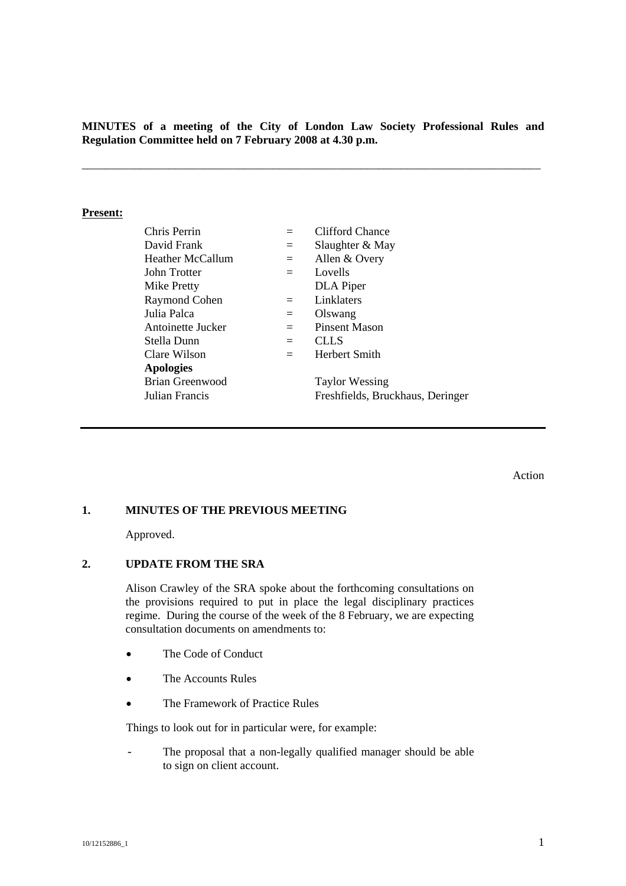**MINUTES of a meeting of the City of London Law Society Professional Rules and Regulation Committee held on 7 February 2008 at 4.30 p.m.**

---

**Present:**

| | | |
|---|---|---|
| Chris Perrin | = | Clifford Chance |
| David Frank | = | Slaughter & May |
| Heather McCallum | = | Allen & Overy |
| John Trotter | = | Lovells |
| Mike Pretty | | DLA Piper |
| Raymond Cohen | = | Linklaters |
| Julia Palca | = | Olswang |
| Antoinette Jucker | = | Pinsent Mason |
| Stella Dunn | = | CLLS |
| Clare Wilson | = | Herbert Smith |
| **Apologies** | | |
| Brian Greenwood | | Taylor Wessing |
| Julian Francis | | Freshfields, Bruckhaus, Deringer |

---

Action

## 1. MINUTES OF THE PREVIOUS MEETING

Approved.

## 2. UPDATE FROM THE SRA

Alison Crawley of the SRA spoke about the forthcoming consultations on the provisions required to put in place the legal disciplinary practices regime. During the course of the week of the 8 February, we are expecting consultation documents on amendments to:

- The Code of Conduct
- The Accounts Rules
- The Framework of Practice Rules

Things to look out for in particular were, for example:

- The proposal that a non-legally qualified manager should be able to sign on client account.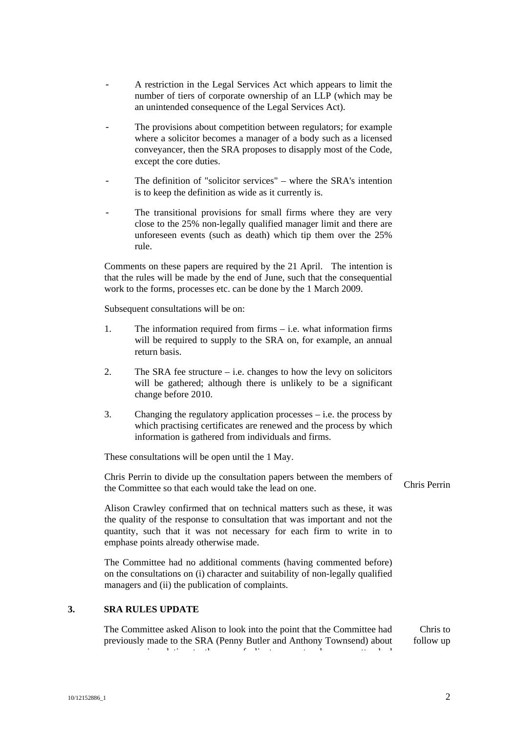- A restriction in the Legal Services Act which appears to limit the number of tiers of corporate ownership of an LLP (which may be an unintended consequence of the Legal Services Act).

- The provisions about competition between regulators; for example where a solicitor becomes a manager of a body such as a licensed conveyancer, then the SRA proposes to disapply most of the Code, except the core duties.

- The definition of "solicitor services" – where the SRA's intention is to keep the definition as wide as it currently is.

- The transitional provisions for small firms where they are very close to the 25% non-legally qualified manager limit and there are unforeseen events (such as death) which tip them over the 25% rule.

Comments on these papers are required by the 21 April. The intention is that the rules will be made by the end of June, such that the consequential work to the forms, processes etc. can be done by the 1 March 2009.

Subsequent consultations will be on:

1. The information required from firms – i.e. what information firms will be required to supply to the SRA on, for example, an annual return basis.

2. The SRA fee structure – i.e. changes to how the levy on solicitors will be gathered; although there is unlikely to be a significant change before 2010.

3. Changing the regulatory application processes – i.e. the process by which practising certificates are renewed and the process by which information is gathered from individuals and firms.

These consultations will be open until the 1 May.

Chris Perrin to divide up the consultation papers between the members of the Committee so that each would take the lead on one. **Chris Perrin**

Alison Crawley confirmed that on technical matters such as these, it was the quality of the response to consultation that was important and not the quantity, such that it was not necessary for each firm to write in to emphase points already otherwise made.

The Committee had no additional comments (having commented before) on the consultations on (i) character and suitability of non-legally qualified managers and (ii) the publication of complaints.

## 3. SRA RULES UPDATE

The Committee asked Alison to look into the point that the Committee had previously made to the SRA (Penny Butler and Anthony Townsend) about **Chris to follow up**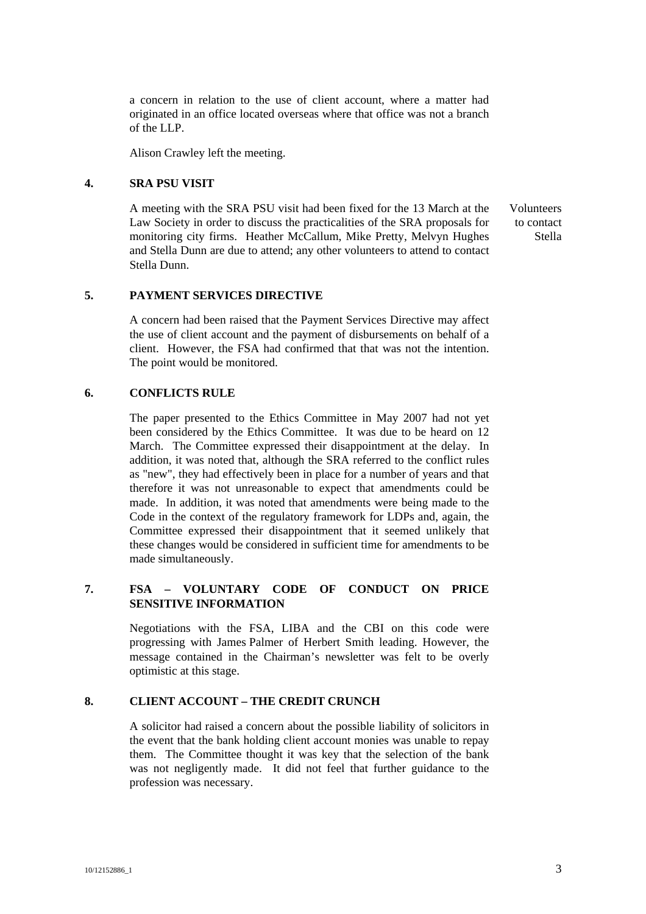a concern in relation to the use of client account, where a matter had originated in an office located overseas where that office was not a branch of the LLP.

Alison Crawley left the meeting.

## 4. SRA PSU VISIT

A meeting with the SRA PSU visit had been fixed for the 13 March at the Law Society in order to discuss the practicalities of the SRA proposals for monitoring city firms. Heather McCallum, Mike Pretty, Melvyn Hughes and Stella Dunn are due to attend; any other volunteers to attend to contact Stella Dunn.

*Volunteers to contact Stella*

## 5. PAYMENT SERVICES DIRECTIVE

A concern had been raised that the Payment Services Directive may affect the use of client account and the payment of disbursements on behalf of a client. However, the FSA had confirmed that that was not the intention. The point would be monitored.

## 6. CONFLICTS RULE

The paper presented to the Ethics Committee in May 2007 had not yet been considered by the Ethics Committee. It was due to be heard on 12 March. The Committee expressed their disappointment at the delay. In addition, it was noted that, although the SRA referred to the conflict rules as "new", they had effectively been in place for a number of years and that therefore it was not unreasonable to expect that amendments could be made. In addition, it was noted that amendments were being made to the Code in the context of the regulatory framework for LDPs and, again, the Committee expressed their disappointment that it seemed unlikely that these changes would be considered in sufficient time for amendments to be made simultaneously.

## 7. FSA – VOLUNTARY CODE OF CONDUCT ON PRICE SENSITIVE INFORMATION

Negotiations with the FSA, LIBA and the CBI on this code were progressing with James Palmer of Herbert Smith leading. However, the message contained in the Chairman's newsletter was felt to be overly optimistic at this stage.

## 8. CLIENT ACCOUNT – THE CREDIT CRUNCH

A solicitor had raised a concern about the possible liability of solicitors in the event that the bank holding client account monies was unable to repay them. The Committee thought it was key that the selection of the bank was not negligently made. It did not feel that further guidance to the profession was necessary.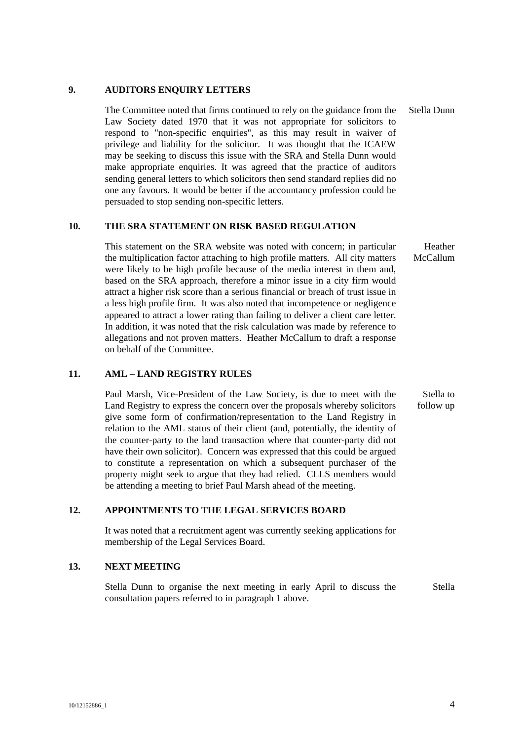## 9. AUDITORS ENQUIRY LETTERS

The Committee noted that firms continued to rely on the guidance from the Law Society dated 1970 that it was not appropriate for solicitors to respond to "non-specific enquiries", as this may result in waiver of privilege and liability for the solicitor. It was thought that the ICAEW may be seeking to discuss this issue with the SRA and Stella Dunn would make appropriate enquiries. It was agreed that the practice of auditors sending general letters to which solicitors then send standard replies did no one any favours. It would be better if the accountancy profession could be persuaded to stop sending non-specific letters.

Stella Dunn

## 10. THE SRA STATEMENT ON RISK BASED REGULATION

This statement on the SRA website was noted with concern; in particular the multiplication factor attaching to high profile matters. All city matters were likely to be high profile because of the media interest in them and, based on the SRA approach, therefore a minor issue in a city firm would attract a higher risk score than a serious financial or breach of trust issue in a less high profile firm. It was also noted that incompetence or negligence appeared to attract a lower rating than failing to deliver a client care letter. In addition, it was noted that the risk calculation was made by reference to allegations and not proven matters. Heather McCallum to draft a response on behalf of the Committee.

Heather McCallum

## 11. AML – LAND REGISTRY RULES

Paul Marsh, Vice-President of the Law Society, is due to meet with the Land Registry to express the concern over the proposals whereby solicitors give some form of confirmation/representation to the Land Registry in relation to the AML status of their client (and, potentially, the identity of the counter-party to the land transaction where that counter-party did not have their own solicitor). Concern was expressed that this could be argued to constitute a representation on which a subsequent purchaser of the property might seek to argue that they had relied. CLLS members would be attending a meeting to brief Paul Marsh ahead of the meeting.

Stella to follow up

## 12. APPOINTMENTS TO THE LEGAL SERVICES BOARD

It was noted that a recruitment agent was currently seeking applications for membership of the Legal Services Board.

## 13. NEXT MEETING

Stella Dunn to organise the next meeting in early April to discuss the consultation papers referred to in paragraph 1 above.

Stella

10/12152886_1